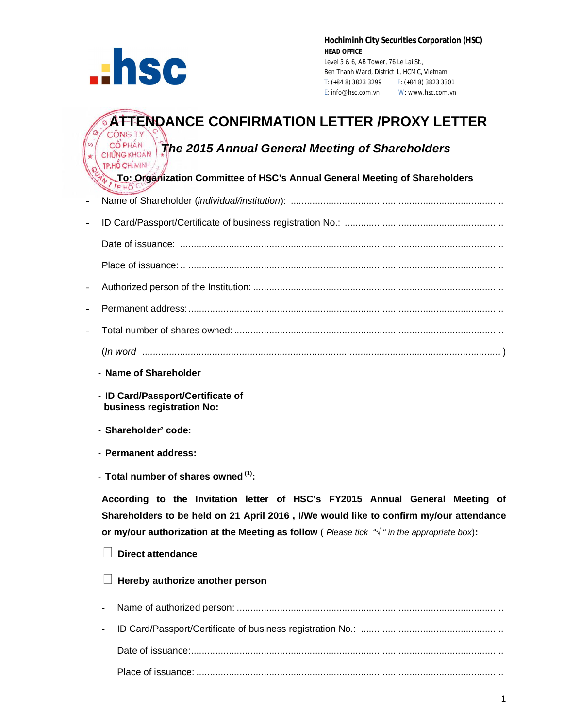Hochiminh City Securities Corporation (HSC)
HEAD OFFICE
Level 5 & 6, AB Tower, 76 Le Lai St.,
Ben Thanh Ward, District 1, HCMC, Vietnam
T: (+84 8) 3823 3299 F: (+84 8) 3823 3301
E: info@hsc.com.vn W: www.hsc.com.vn

# ATTENDANCE CONFIRMATION LETTER /PROXY LETTER

## *The 2015 Annual General Meeting of Shareholders*

**To: Organization Committee of HSC's Annual General Meeting of Shareholders**

- Name of Shareholder (*individual/institution*): ...............................................................................
- ID Card/Passport/Certificate of business registration No.: ..........................................................

  Date of issuance: ........................................................................................................................

  Place of issuance: .. ....................................................................................................................
- Authorized person of the Institution: .............................................................................................
- Permanent address: .....................................................................................................................
- Total number of shares owned: .....................................................................................................

  (*In word* ........................................................................................................................... )

- **Name of Shareholder**
- **ID Card/Passport/Certificate of business registration No:**
- **Shareholder' code:**
- **Permanent address:**
- **Total number of shares owned [(1)]:**

**According to the Invitation letter of HSC's FY2015 Annual General Meeting of Shareholders to be held on 21 April 2016 , I/We would like to confirm my/our attendance or my/our authorization at the Meeting as follow** ( *Please tick "√ " in the appropriate box*)**:**

☐ **Direct attendance**

☐ **Hereby authorize another person**

- Name of authorized person: ...................................................................................................
- ID Card/Passport/Certificate of business registration No.: ....................................................

  Date of issuance:.....................................................................................................................

  Place of issuance: ..................................................................................................................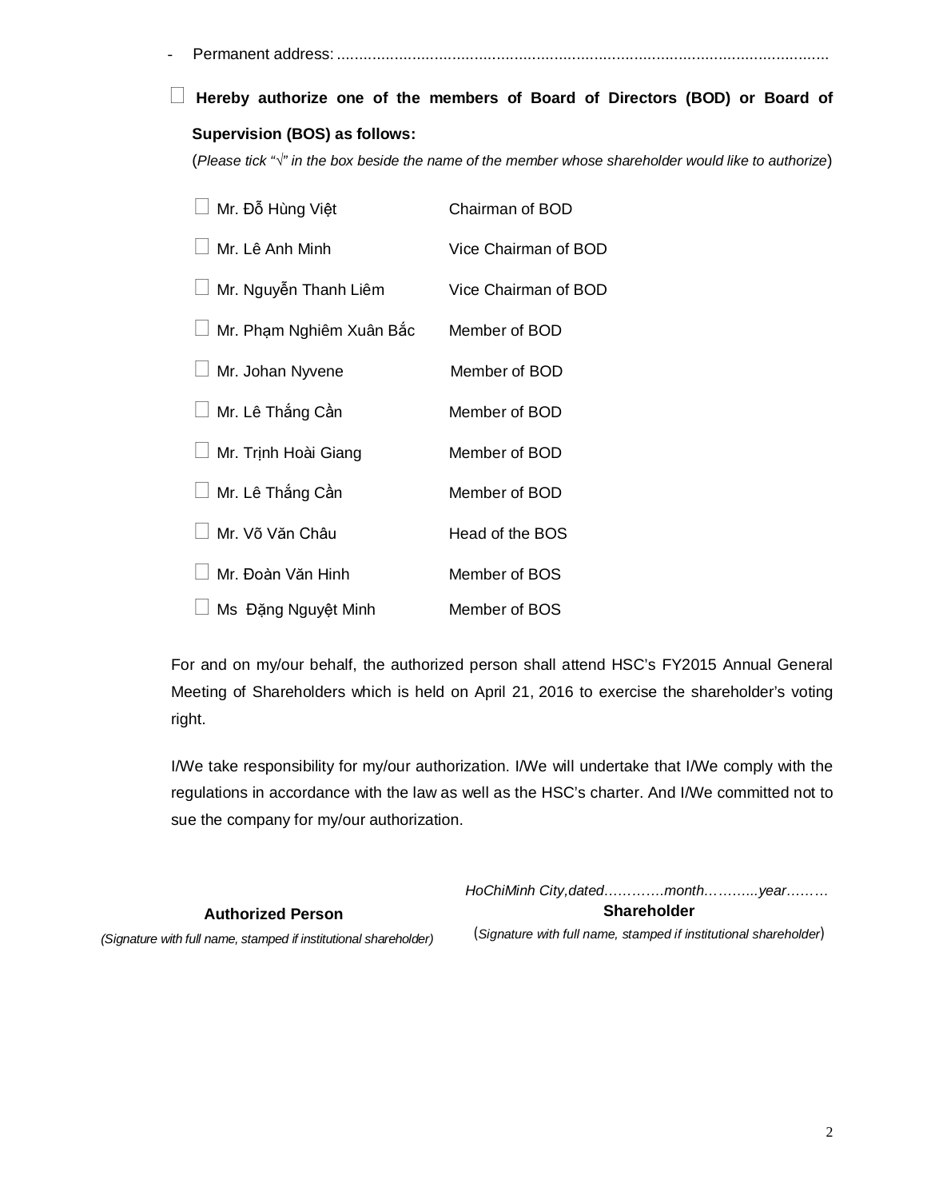- Permanent address: ..............................................................................................................

☐ **Hereby authorize one of the members of Board of Directors (BOD) or Board of Supervision (BOS) as follows:**

(*Please tick "√" in the box beside the name of the member whose shareholder would like to authorize*)

| | |
|---|---|
| ☐ Mr. Đỗ Hùng Việt | Chairman of BOD |
| ☐ Mr. Lê Anh Minh | Vice Chairman of BOD |
| ☐ Mr. Nguyễn Thanh Liêm | Vice Chairman of BOD |
| ☐ Mr. Phạm Nghiêm Xuân Bắc | Member of BOD |
| ☐ Mr. Johan Nyvene | Member of BOD |
| ☐ Mr. Lê Thắng Cần | Member of BOD |
| ☐ Mr. Trịnh Hoài Giang | Member of BOD |
| ☐ Mr. Lê Thắng Cần | Member of BOD |
| ☐ Mr. Võ Văn Châu | Head of the BOS |
| ☐ Mr. Đoàn Văn Hinh | Member of BOS |
| ☐ Ms Đặng Nguyệt Minh | Member of BOS |

For and on my/our behalf, the authorized person shall attend HSC's FY2015 Annual General Meeting of Shareholders which is held on April 21, 2016 to exercise the shareholder's voting right.

I/We take responsibility for my/our authorization. I/We will undertake that I/We comply with the regulations in accordance with the law as well as the HSC's charter. And I/We committed not to sue the company for my/our authorization.

*HoChiMinh City,dated………….month………..year………*

| **Authorized Person** | **Shareholder** |
|---|---|
| *(Signature with full name, stamped if institutional shareholder)* | (*Signature with full name, stamped if institutional shareholder*) |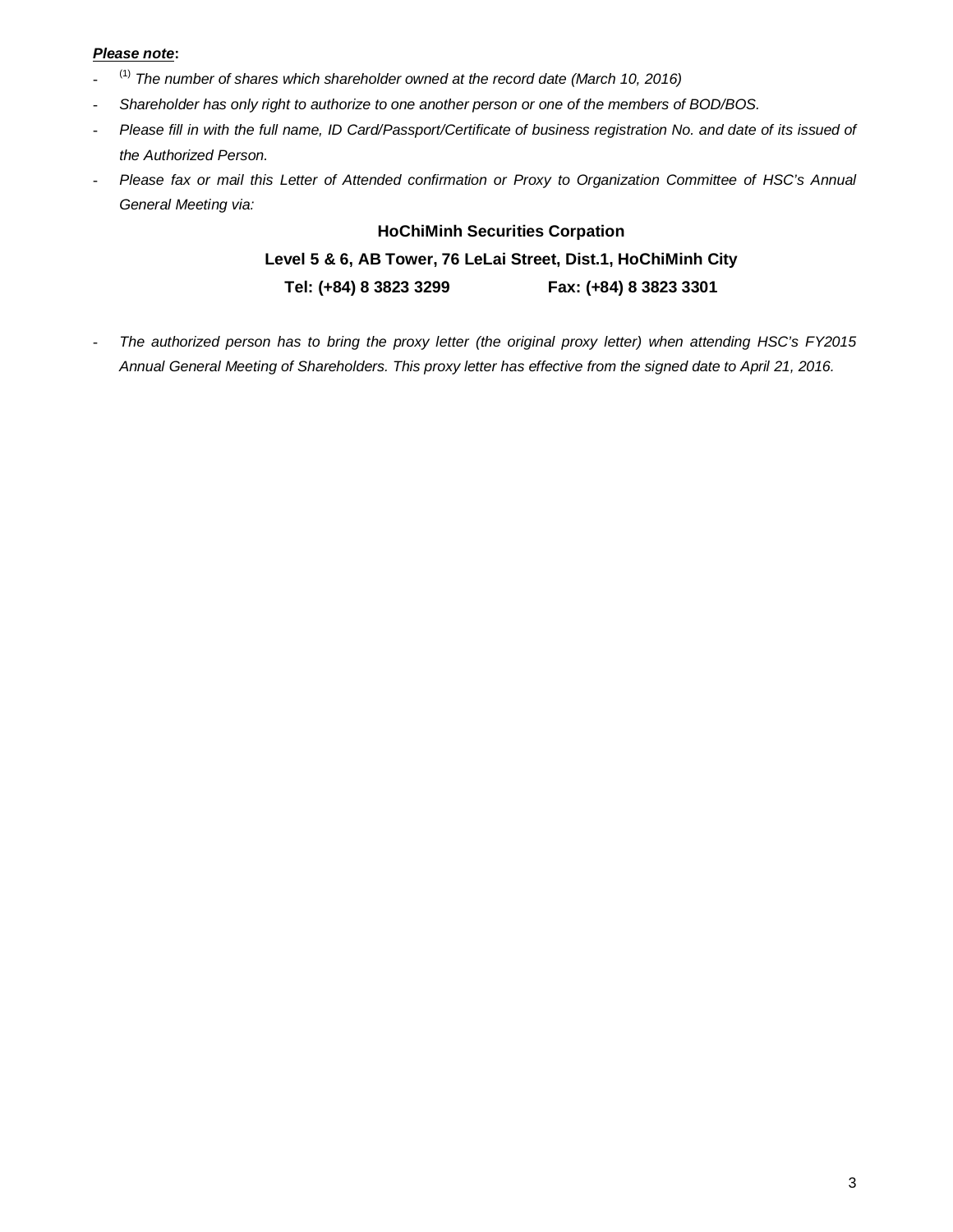***<u>Please note</u>*:**

- [(1)] *The number of shares which shareholder owned at the record date (March 10, 2016)*
- *Shareholder has only right to authorize to one another person or one of the members of BOD/BOS.*
- *Please fill in with the full name, ID Card/Passport/Certificate of business registration No. and date of its issued of the Authorized Person.*
- *Please fax or mail this Letter of Attended confirmation or Proxy to Organization Committee of HSC's Annual General Meeting via:*

**HoChiMinh Securities Corpation**

**Level 5 & 6, AB Tower, 76 LeLai Street, Dist.1, HoChiMinh City**

**Tel: (+84) 8 3823 3299 Fax: (+84) 8 3823 3301**

- *The authorized person has to bring the proxy letter (the original proxy letter) when attending HSC's FY2015 Annual General Meeting of Shareholders. This proxy letter has effective from the signed date to April 21, 2016.*